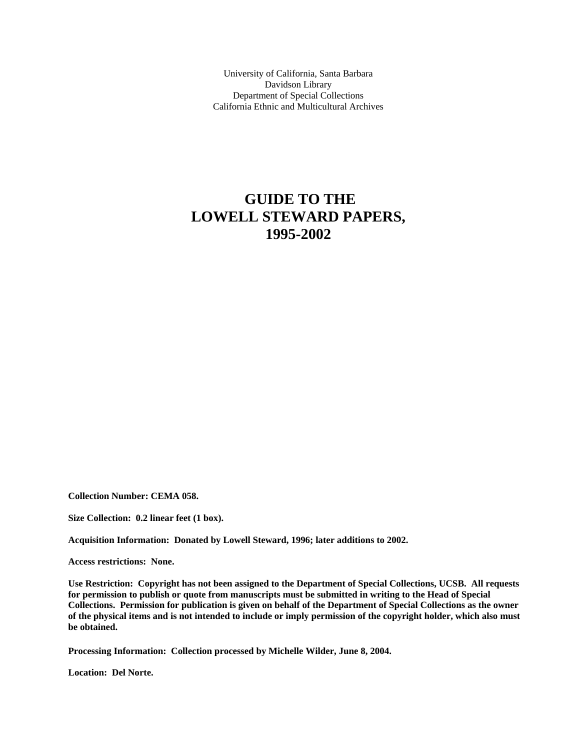University of California, Santa Barbara
Davidson Library
Department of Special Collections
California Ethnic and Multicultural Archives

# GUIDE TO THE LOWELL STEWARD PAPERS, 1995-2002

**Collection Number: CEMA 058.**

**Size Collection: 0.2 linear feet (1 box).**

**Acquisition Information: Donated by Lowell Steward, 1996; later additions to 2002.**

**Access restrictions: None.**

**Use Restriction: Copyright has not been assigned to the Department of Special Collections, UCSB. All requests for permission to publish or quote from manuscripts must be submitted in writing to the Head of Special Collections. Permission for publication is given on behalf of the Department of Special Collections as the owner of the physical items and is not intended to include or imply permission of the copyright holder, which also must be obtained.**

**Processing Information: Collection processed by Michelle Wilder, June 8, 2004.**

**Location: Del Norte.**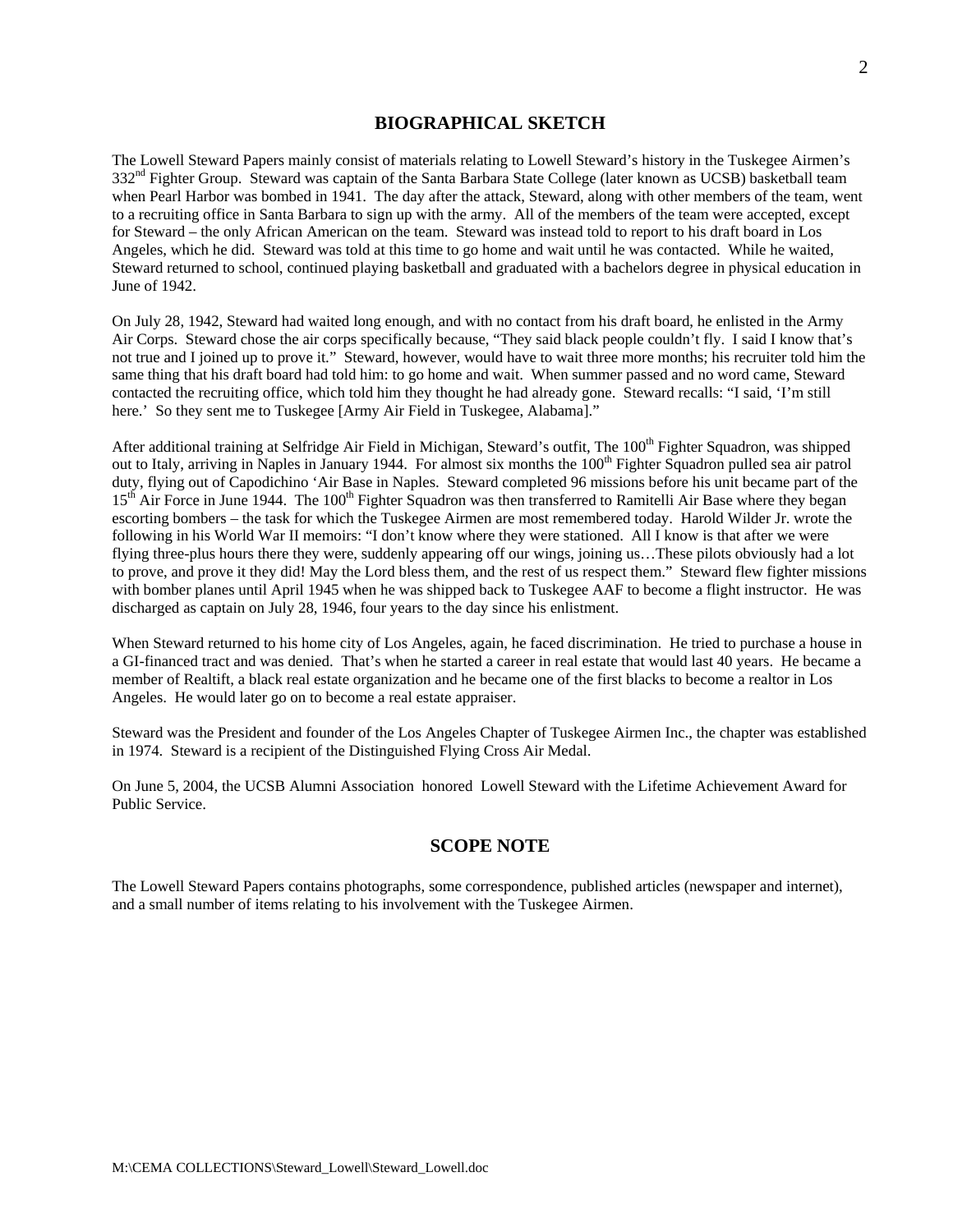## BIOGRAPHICAL SKETCH

The Lowell Steward Papers mainly consist of materials relating to Lowell Steward's history in the Tuskegee Airmen's 332nd Fighter Group. Steward was captain of the Santa Barbara State College (later known as UCSB) basketball team when Pearl Harbor was bombed in 1941. The day after the attack, Steward, along with other members of the team, went to a recruiting office in Santa Barbara to sign up with the army. All of the members of the team were accepted, except for Steward – the only African American on the team. Steward was instead told to report to his draft board in Los Angeles, which he did. Steward was told at this time to go home and wait until he was contacted. While he waited, Steward returned to school, continued playing basketball and graduated with a bachelors degree in physical education in June of 1942.

On July 28, 1942, Steward had waited long enough, and with no contact from his draft board, he enlisted in the Army Air Corps. Steward chose the air corps specifically because, "They said black people couldn't fly. I said I know that's not true and I joined up to prove it." Steward, however, would have to wait three more months; his recruiter told him the same thing that his draft board had told him: to go home and wait. When summer passed and no word came, Steward contacted the recruiting office, which told him they thought he had already gone. Steward recalls: "I said, 'I'm still here.' So they sent me to Tuskegee [Army Air Field in Tuskegee, Alabama]."

After additional training at Selfridge Air Field in Michigan, Steward's outfit, The 100th Fighter Squadron, was shipped out to Italy, arriving in Naples in January 1944. For almost six months the 100th Fighter Squadron pulled sea air patrol duty, flying out of Capodichino 'Air Base in Naples. Steward completed 96 missions before his unit became part of the 15th Air Force in June 1944. The 100th Fighter Squadron was then transferred to Ramitelli Air Base where they began escorting bombers – the task for which the Tuskegee Airmen are most remembered today. Harold Wilder Jr. wrote the following in his World War II memoirs: "I don't know where they were stationed. All I know is that after we were flying three-plus hours there they were, suddenly appearing off our wings, joining us…These pilots obviously had a lot to prove, and prove it they did! May the Lord bless them, and the rest of us respect them." Steward flew fighter missions with bomber planes until April 1945 when he was shipped back to Tuskegee AAF to become a flight instructor. He was discharged as captain on July 28, 1946, four years to the day since his enlistment.

When Steward returned to his home city of Los Angeles, again, he faced discrimination. He tried to purchase a house in a GI-financed tract and was denied. That's when he started a career in real estate that would last 40 years. He became a member of Realtift, a black real estate organization and he became one of the first blacks to become a realtor in Los Angeles. He would later go on to become a real estate appraiser.

Steward was the President and founder of the Los Angeles Chapter of Tuskegee Airmen Inc., the chapter was established in 1974. Steward is a recipient of the Distinguished Flying Cross Air Medal.

On June 5, 2004, the UCSB Alumni Association honored Lowell Steward with the Lifetime Achievement Award for Public Service.

## SCOPE NOTE

The Lowell Steward Papers contains photographs, some correspondence, published articles (newspaper and internet), and a small number of items relating to his involvement with the Tuskegee Airmen.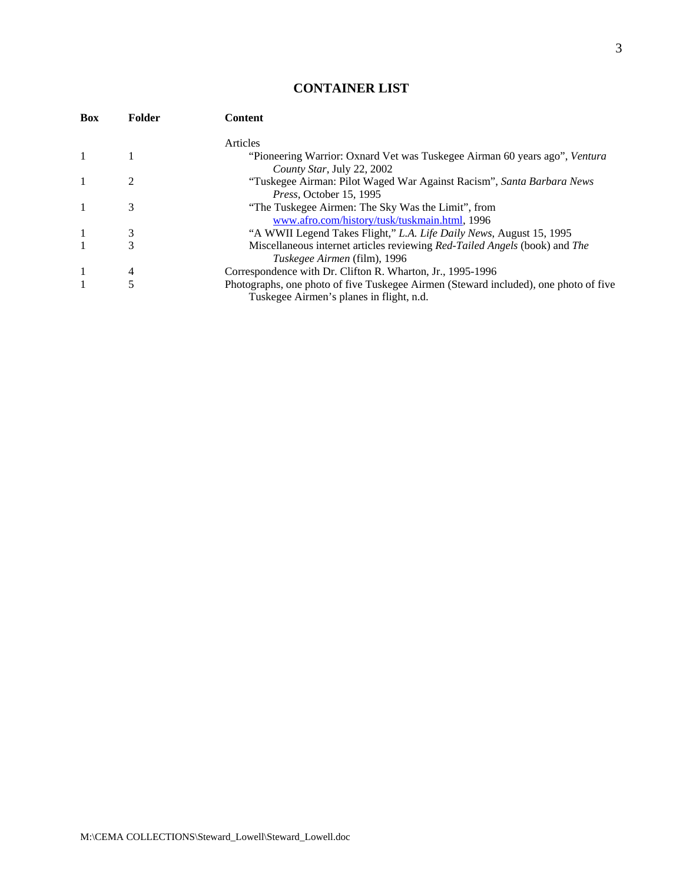## CONTAINER LIST

| Box | Folder | Content |
|---|---|---|
| | | Articles |
| 1 | 1 | “Pioneering Warrior: Oxnard Vet was Tuskegee Airman 60 years ago”, *Ventura County Star*, July 22, 2002 |
| 1 | 2 | “Tuskegee Airman: Pilot Waged War Against Racism”, *Santa Barbara News Press*, October 15, 1995 |
| 1 | 3 | “The Tuskegee Airmen: The Sky Was the Limit”, from www.afro.com/history/tusk/tuskmain.html, 1996 |
| 1 | 3 | “A WWII Legend Takes Flight,” *L.A. Life Daily News*, August 15, 1995 |
| 1 | 3 | Miscellaneous internet articles reviewing *Red-Tailed Angels* (book) and *The Tuskegee Airmen* (film), 1996 |
| 1 | 4 | Correspondence with Dr. Clifton R. Wharton, Jr., 1995-1996 |
| 1 | 5 | Photographs, one photo of five Tuskegee Airmen (Steward included), one photo of five Tuskegee Airmen’s planes in flight, n.d. |

M:\CEMA COLLECTIONS\Steward_Lowell\Steward_Lowell.doc